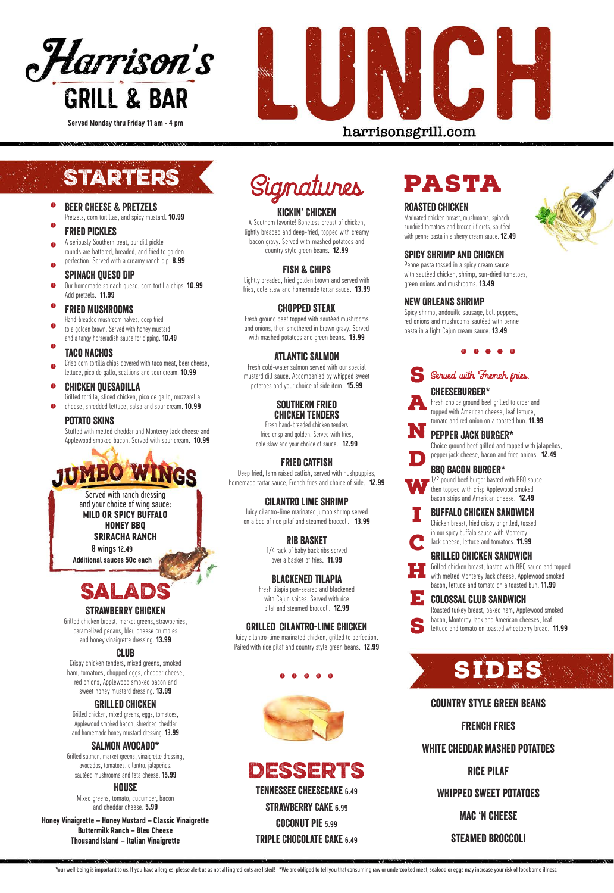# Harrison's GRILL & BAR

Served Monday thru Friday 11 am - 4 pm

# LUNCH

harrisonsgrill.com

## STARTERS

### BEER CHEESE & PRETZELS
Pretzels, corn tortillas, and spicy mustard. **10.99**

### FRIED PICKLES
A seriously Southern treat, our dill pickle rounds are battered, breaded, and fried to golden perfection. Served with a creamy ranch dip. **8.99**

### SPINACH QUESO DIP
Our homemade spinach queso, corn tortilla chips. **10.99**
Add pretzels. **11.99**

### FRIED MUSHROOMS
Hand-breaded mushroom halves, deep fried to a golden brown. Served with honey mustard and a tangy horseradish sauce for dipping. **10.49**

### TACO NACHOS
Crisp corn tortilla chips covered with taco meat, beer cheese, lettuce, pico de gallo, scallions and sour cream. **10.99**

### CHICKEN QUESADILLA
Grilled tortilla, sliced chicken, pico de gallo, mozzarella cheese, shredded lettuce, salsa and sour cream. **10.99**

### POTATO SKINS
Stuffed with melted cheddar and Monterey Jack cheese and Applewood smoked bacon. Served with sour cream. **10.99**

## JUMBO WINGS

Served with ranch dressing and your choice of wing sauce:
**MILD OR SPICY BUFFALO**
**HONEY BBQ**
**SRIRACHA RANCH**
**8 wings 12.49**
**Additional sauces 50¢ each**

## SALADS

### STRAWBERRY CHICKEN
Grilled chicken breast, market greens, strawberries, caramelized pecans, bleu cheese crumbles and honey vinaigrette dressing. **13.99**

### CLUB
Crispy chicken tenders, mixed greens, smoked ham, tomatoes, chopped eggs, cheddar cheese, red onions, Applewood smoked bacon and sweet honey mustard dressing. **13.99**

### GRILLED CHICKEN
Grilled chicken, mixed greens, eggs, tomatoes, Applewood smoked bacon, shredded cheddar and homemade honey mustard dressing. **13.99**

### SALMON AVOCADO*
Grilled salmon, market greens, vinaigrette dressing, avocados, tomatoes, cilantro, jalapeños, sautéed mushrooms and feta cheese. **15.99**

### HOUSE
Mixed greens, tomato, cucumber, bacon and cheddar cheese. **5.99**

**Honey Vinaigrette – Honey Mustard – Classic Vinaigrette**
**Buttermilk Ranch – Bleu Cheese**
**Thousand Island – Italian Vinaigrette**

## Signatures

### KICKIN' CHICKEN
A Southern favorite! Boneless breast of chicken, lightly breaded and deep-fried, topped with creamy bacon gravy. Served with mashed potatoes and country style green beans. **12.99**

### FISH & CHIPS
Lightly breaded, fried golden brown and served with fries, cole slaw and homemade tartar sauce. **13.99**

### CHOPPED STEAK
Fresh ground beef topped with sautéed mushrooms and onions, then smothered in brown gravy. Served with mashed potatoes and green beans. **13.99**

### ATLANTIC SALMON
Fresh cold-water salmon served with our special mustard dill sauce. Accompanied by whipped sweet potatoes and your choice of side item. **15.99**

### SOUTHERN FRIED CHICKEN TENDERS
Fresh hand-breaded chicken tenders fried crisp and golden. Served with fries, cole slaw and your choice of sauce. **12.99**

### FRIED CATFISH
Deep fried, farm raised catfish, served with hushpuppies, homemade tartar sauce, French fries and choice of side. **12.99**

### CILANTRO LIME SHRIMP
Juicy cilantro-lime marinated jumbo shrimp served on a bed of rice pilaf and steamed broccoli. **13.99**

### RIB BASKET
1/4 rack of baby back ribs served over a basket of fries. **11.99**

### BLACKENED TILAPIA
Fresh tilapia pan-seared and blackened with Cajun spices. Served with rice pilaf and steamed broccoli. **12.99**

### GRILLED CILANTRO-LIME CHICKEN
Juicy cilantro-lime marinated chicken, grilled to perfection. Paired with rice pilaf and country style green beans. **12.99**

## DESSERTS

**TENNESSEE CHEESECAKE 6.49**
**STRAWBERRY CAKE 6.99**
**COCONUT PIE 5.99**
**TRIPLE CHOCOLATE CAKE 6.49**

## PASTA

### ROASTED CHICKEN
Marinated chicken breast, mushrooms, spinach, sundried tomatoes and broccoli florets, sautéed with penne pasta in a sherry cream sauce. **12.49**

### SPICY SHRIMP AND CHICKEN
Penne pasta tossed in a spicy cream sauce with sautéed chicken, shrimp, sun-dried tomatoes, green onions and mushrooms. **13.49**

### NEW ORLEANS SHRIMP
Spicy shrimp, andouille sausage, bell peppers, red onions and mushrooms sautéed with penne pasta in a light Cajun cream sauce. **13.49**

## SANDWICHES

*Served with French fries.*

### CHEESEBURGER*
Fresh choice ground beef grilled to order and topped with American cheese, leaf lettuce, tomato and red onion on a toasted bun. **11.99**

### PEPPER JACK BURGER*
Choice ground beef grilled and topped with jalapeños, pepper jack cheese, bacon and fried onions. **12.49**

### BBQ BACON BURGER*
1/2 pound beef burger basted with BBQ sauce then topped with crisp Applewood smoked bacon strips and American cheese. **12.49**

### BUFFALO CHICKEN SANDWICH
Chicken breast, fried crispy or grilled, tossed in our spicy buffalo sauce with Monterey Jack cheese, lettuce and tomatoes. **11.99**

### GRILLED CHICKEN SANDWICH
Grilled chicken breast, basted with BBQ sauce and topped with melted Monterey Jack cheese, Applewood smoked bacon, lettuce and tomato on a toasted bun. **11.99**

### COLOSSAL CLUB SANDWICH
Roasted turkey breast, baked ham, Applewood smoked bacon, Monterey Jack and American cheeses, leaf lettuce and tomato on toasted wheatberry bread. **11.99**

## SIDES

**COUNTRY STYLE GREEN BEANS**
**FRENCH FRIES**
**WHITE CHEDDAR MASHED POTATOES**
**RICE PILAF**
**WHIPPED SWEET POTATOES**
**MAC 'N CHEESE**
**STEAMED BROCCOLI**

Your well-being is important to us. If you have allergies, please alert us as not all ingredients are listed! *We are obliged to tell you that consuming raw or undercooked meat, seafood or eggs may increase your risk of foodborne illness.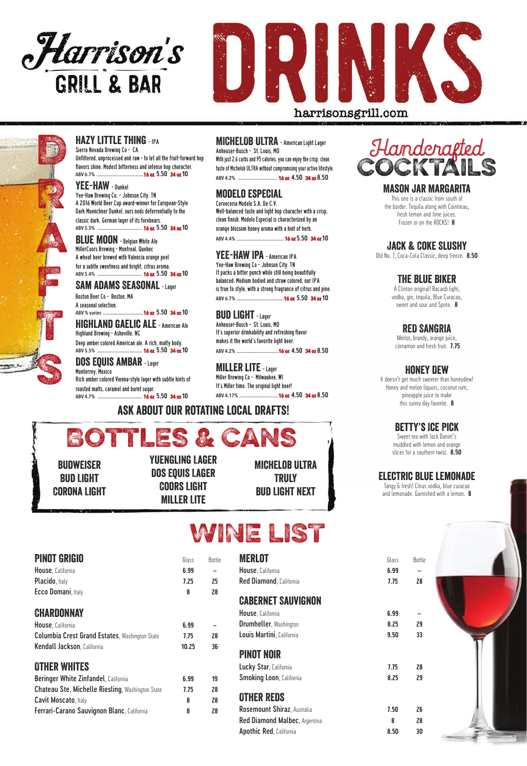# Harrison's GRILL & BAR

# DRINKS

harrisonsgrill.com

## DRAFTS

### HAZY LITTLE THING - IPA
Sierra Nevada Brewing Co - CA
Unfiltered, unprocessed and raw - to let all the fruit-forward hop flavors shine. Modest bitterness and intense hop character.
ABV 6.7% .................................... 16 oz 5.50 34 oz 10

### YEE-HAW - Dunkel
Yee-Haw Brewing Co. - Johnson City, TN
A 2016 World Beer Cup award-winner for European-Style Dark Muenchner Dunkel, ours nods deferentially to the classic dark, German lager of its forebears.
ABV 5.5% .................................... 16 oz 5.50 34 oz 10

### BLUE MOON - Belgian White Ale
MillerCoors Brewing - Montreal, Quebec
A wheat beer brewed with Valencia orange peel for a subtle sweetness and bright, citrus aroma.
ABV 5.4% .................................... 16 oz 5.50 34 oz 10

### SAM ADAMS SEASONAL - Lager
Boston Beer Co - Boston, MA
A seasonal selection.
ABV % varies .................................... 16 oz 5.50 34 oz 10

### HIGHLAND GAELIC ALE - American Ale
Highland Brewing - Asheville, NC
Deep amber colored American ale. A rich, malty body.
ABV 5.5% .................................... 16 oz 5.50 34 oz 10

### DOS EQUIS AMBAR - Lager
Monterrey, Mexico
Rich amber colored Vienna-style lager with subtle hints of roasted malts, caramel and burnt sugar.
ABV 4.7% .................................... 16 oz 5.50 34 oz 10

### MICHELOB ULTRA - American Light Lager
Anheuser-Busch - St. Louis, MO
With just 2.6 carbs and 95 calories, you can enjoy the crisp, clean taste of Michelob ULTRA without compromising your active lifestyle.
ABV 4.2% .................................... 16 oz 4.50 34 oz 8.50

### MODELO ESPECIAL
Cerveceria Modelo S.A. De C.V.
Well-balanced taste and light hop character with a crisp, clean finish. Modelo Especial is characterized by an orange blossom honey aroma with a hint of herb.
ABV 4.4% .................................... 16 oz 5.50 34 oz 10

### YEE-HAW IPA - American IPA
Yee-Haw Brewing Co - Johnson City, TN
It packs a bitter punch while still being beautifully balanced. Medium bodied and straw colored, our IPA is true to style, with a strong fragrance of citrus and pine.
ABV 6.7% .................................... 16 oz 5.50 34 oz 10

### BUD LIGHT - Lager
Anheuser-Busch - St. Louis, MO
It's superior drinkability and refreshing flavor makes it the world's favorite light beer.
ABV 4.2% .................................... 16 oz 4.50 34 oz 8.50

### MILLER LITE - Lager
Miller Brewing Co - Milwaukee, WI
It's Miller time. The original light beer!
ABV 4.17% .................................... 16 oz 4.50 34 oz 8.50

**ASK ABOUT OUR ROTATING LOCAL DRAFTS!**

## BOTTLES & CANS

BUDWEISER
BUD LIGHT
CORONA LIGHT

YUENGLING LAGER
DOS EQUIS LAGER
COORS LIGHT
MILLER LITE

MICHELOB ULTRA
TRULY
BUD LIGHT NEXT

## Handcrafted COCKTAILS

### MASON JAR MARGARITA
This one is a classic from south of the border. Tequila along with Cointreau, fresh lemon and lime juices. Frozen or on the ROCKS! **8**

### JACK & COKE SLUSHY
Old No. 7, Coca-Cola Classic, deep freeze. **8.50**

### THE BLUE BIKER
A Clinton original! Bacardi light, vodka, gin, tequila, Blue Curacao, sweet and sour and Sprite. **8**

### RED SANGRIA
Merlot, brandy, orange juice, cinnamon and fresh fruit. **7.75**

### HONEY DEW
It doesn't get much sweeter than honeydew! Honey and melon liquors, coconut rum, pineapple juice to make this sunny day favorite. **8**

### BETTY'S ICE PICK
Sweet tea with Jack Daniel's muddled with lemon and orange slices for a southern twist. **8.50**

### ELECTRIC BLUE LEMONADE
Tangy & fresh! Citrus vodka, blue curacao and lemonade. Garnished with a lemon. **8**

## WINE LIST

| PINOT GRIGIO | Glass | Bottle |
|---|---|---|
| House, California | 6.99 | – |
| Placido, Italy | 7.25 | 25 |
| Ecco Domani, Italy | 8 | 28 |

| CHARDONNAY | Glass | Bottle |
|---|---|---|
| House, California | 6.99 | – |
| Columbia Crest Grand Estates, Washington State | 7.75 | 28 |
| Kendall Jackson, California | 10.25 | 36 |

| OTHER WHITES | Glass | Bottle |
|---|---|---|
| Beringer White Zinfandel, California | 6.99 | 19 |
| Chateau Ste. Michelle Riesling, Washington State | 7.75 | 28 |
| Cavit Moscato, Italy | 8 | 28 |
| Ferrari-Carano Sauvignon Blanc, California | 8 | 28 |

| MERLOT | Glass | Bottle |
|---|---|---|
| House, California | 6.99 | – |
| Red Diamond, California | 7.75 | 28 |

| CABERNET SAUVIGNON | Glass | Bottle |
|---|---|---|
| House, California | 6.99 | – |
| Drumheller, Washington | 8.25 | 29 |
| Louis Martini, California | 9.50 | 33 |

| PINOT NOIR | Glass | Bottle |
|---|---|---|
| Lucky Star, California | 7.75 | 28 |
| Smoking Loon, California | 8.25 | 29 |

| OTHER REDS | Glass | Bottle |
|---|---|---|
| Rosemount Shiraz, Australia | 7.50 | 26 |
| Red Diamond Malbec, Argentina | 8 | 28 |
| Apothic Red, California | 8.50 | 30 |